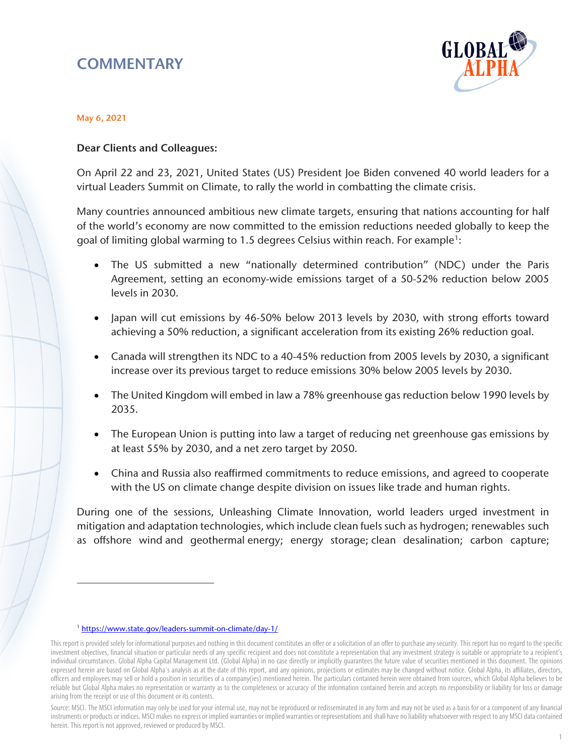# COMMENTARY

May 6, 2021

**Dear Clients and Colleagues:**

On April 22 and 23, 2021, United States (US) President Joe Biden convened 40 world leaders for a virtual Leaders Summit on Climate, to rally the world in combatting the climate crisis.

Many countries announced ambitious new climate targets, ensuring that nations accounting for half of the world's economy are now committed to the emission reductions needed globally to keep the goal of limiting global warming to 1.5 degrees Celsius within reach. For example[1]:

- The US submitted a new "nationally determined contribution" (NDC) under the Paris Agreement, setting an economy-wide emissions target of a 50-52% reduction below 2005 levels in 2030.
- Japan will cut emissions by 46-50% below 2013 levels by 2030, with strong efforts toward achieving a 50% reduction, a significant acceleration from its existing 26% reduction goal.
- Canada will strengthen its NDC to a 40-45% reduction from 2005 levels by 2030, a significant increase over its previous target to reduce emissions 30% below 2005 levels by 2030.
- The United Kingdom will embed in law a 78% greenhouse gas reduction below 1990 levels by 2035.
- The European Union is putting into law a target of reducing net greenhouse gas emissions by at least 55% by 2030, and a net zero target by 2050.
- China and Russia also reaffirmed commitments to reduce emissions, and agreed to cooperate with the US on climate change despite division on issues like trade and human rights.

During one of the sessions, Unleashing Climate Innovation, world leaders urged investment in mitigation and adaptation technologies, which include clean fuels such as hydrogen; renewables such as offshore wind and geothermal energy; energy storage; clean desalination; carbon capture;

[1] https://www.state.gov/leaders-summit-on-climate/day-1/

This report is provided solely for informational purposes and nothing in this document constitutes an offer or a solicitation of an offer to purchase any security. This report has no regard to the specific investment objectives, financial situation or particular needs of any specific recipient and does not constitute a representation that any investment strategy is suitable or appropriate to a recipient's individual circumstances. Global Alpha Capital Management Ltd. (Global Alpha) in no case directly or implicitly guarantees the future value of securities mentioned in this document. The opinions expressed herein are based on Global Alpha's analysis as at the date of this report, and any opinions, projections or estimates may be changed without notice. Global Alpha, its affiliates, directors, officers and employees may sell or hold a position in securities of a company(ies) mentioned herein. The particulars contained herein were obtained from sources, which Global Alpha believes to be reliable but Global Alpha makes no representation or warranty as to the completeness or accuracy of the information contained herein and accepts no responsibility or liability for loss or damage arising from the receipt or use of this document or its contents.

Source: MSCI. The MSCI information may only be used for your internal use, may not be reproduced or redisseminated in any form and may not be used as a basis for or a component of any financial instruments or products or indices. MSCI makes no express or implied warranties or implied warranties or representations and shall have no liability whatsoever with respect to any MSCI data contained herein. This report is not approved, reviewed or produced by MSCI.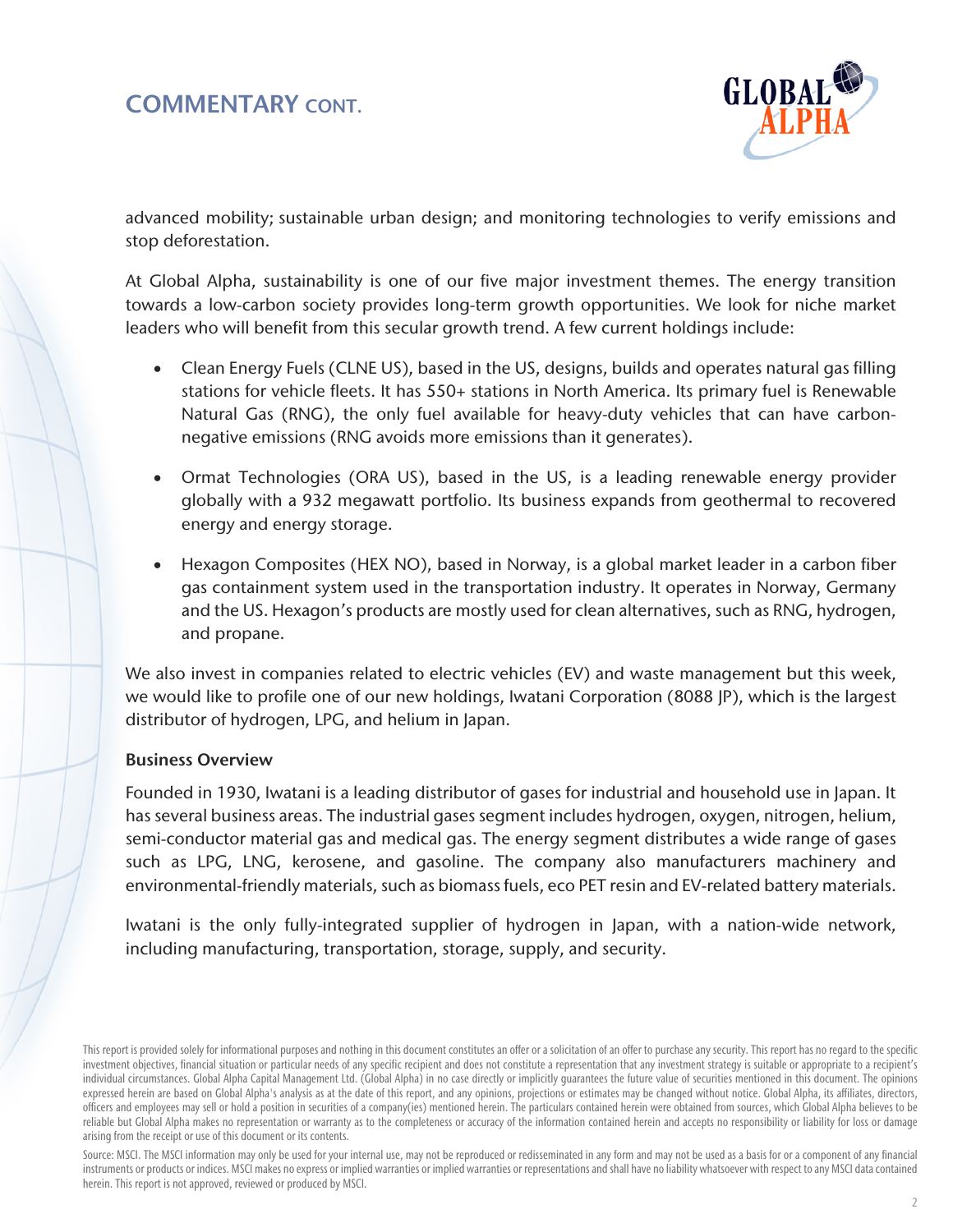## COMMENTARY CONT.

advanced mobility; sustainable urban design; and monitoring technologies to verify emissions and stop deforestation.

At Global Alpha, sustainability is one of our five major investment themes. The energy transition towards a low-carbon society provides long-term growth opportunities. We look for niche market leaders who will benefit from this secular growth trend. A few current holdings include:

- Clean Energy Fuels (CLNE US), based in the US, designs, builds and operates natural gas filling stations for vehicle fleets. It has 550+ stations in North America. Its primary fuel is Renewable Natural Gas (RNG), the only fuel available for heavy-duty vehicles that can have carbon-negative emissions (RNG avoids more emissions than it generates).
- Ormat Technologies (ORA US), based in the US, is a leading renewable energy provider globally with a 932 megawatt portfolio. Its business expands from geothermal to recovered energy and energy storage.
- Hexagon Composites (HEX NO), based in Norway, is a global market leader in a carbon fiber gas containment system used in the transportation industry. It operates in Norway, Germany and the US. Hexagon's products are mostly used for clean alternatives, such as RNG, hydrogen, and propane.

We also invest in companies related to electric vehicles (EV) and waste management but this week, we would like to profile one of our new holdings, Iwatani Corporation (8088 JP), which is the largest distributor of hydrogen, LPG, and helium in Japan.

**Business Overview**

Founded in 1930, Iwatani is a leading distributor of gases for industrial and household use in Japan. It has several business areas. The industrial gases segment includes hydrogen, oxygen, nitrogen, helium, semi-conductor material gas and medical gas. The energy segment distributes a wide range of gases such as LPG, LNG, kerosene, and gasoline. The company also manufacturers machinery and environmental-friendly materials, such as biomass fuels, eco PET resin and EV-related battery materials.

Iwatani is the only fully-integrated supplier of hydrogen in Japan, with a nation-wide network, including manufacturing, transportation, storage, supply, and security.

This report is provided solely for informational purposes and nothing in this document constitutes an offer or a solicitation of an offer to purchase any security. This report has no regard to the specific investment objectives, financial situation or particular needs of any specific recipient and does not constitute a representation that any investment strategy is suitable or appropriate to a recipient's individual circumstances. Global Alpha Capital Management Ltd. (Global Alpha) in no case directly or implicitly guarantees the future value of securities mentioned in this document. The opinions expressed herein are based on Global Alpha's analysis as at the date of this report, and any opinions, projections or estimates may be changed without notice. Global Alpha, its affiliates, directors, officers and employees may sell or hold a position in securities of a company(ies) mentioned herein. The particulars contained herein were obtained from sources, which Global Alpha believes to be reliable but Global Alpha makes no representation or warranty as to the completeness or accuracy of the information contained herein and accepts no responsibility or liability for loss or damage arising from the receipt or use of this document or its contents.

Source: MSCI. The MSCI information may only be used for your internal use, may not be reproduced or redisseminated in any form and may not be used as a basis for or a component of any financial instruments or products or indices. MSCI makes no express or implied warranties or implied warranties or representations and shall have no liability whatsoever with respect to any MSCI data contained herein. This report is not approved, reviewed or produced by MSCI.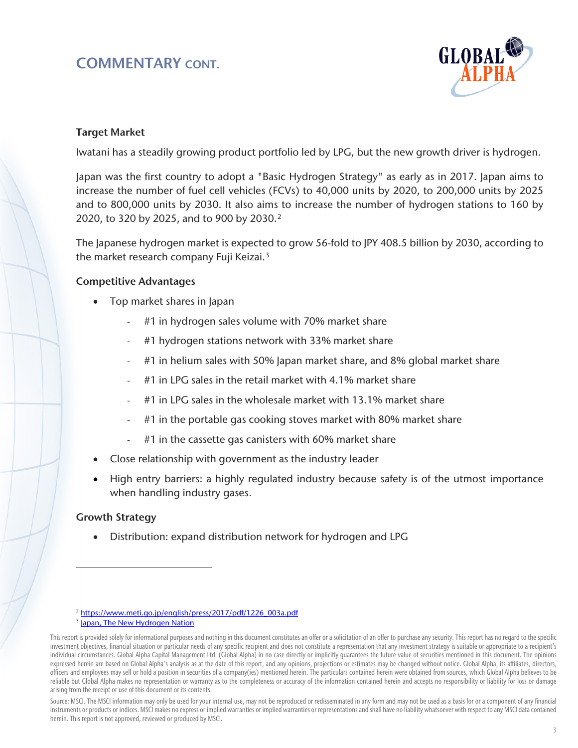# COMMENTARY CONT.

### Target Market

Iwatani has a steadily growing product portfolio led by LPG, but the new growth driver is hydrogen.

Japan was the first country to adopt a "Basic Hydrogen Strategy" as early as in 2017. Japan aims to increase the number of fuel cell vehicles (FCVs) to 40,000 units by 2020, to 200,000 units by 2025 and to 800,000 units by 2030. It also aims to increase the number of hydrogen stations to 160 by 2020, to 320 by 2025, and to 900 by 2030.[2]

The Japanese hydrogen market is expected to grow 56-fold to JPY 408.5 billion by 2030, according to the market research company Fuji Keizai.[3]

### Competitive Advantages

- Top market shares in Japan
  - #1 in hydrogen sales volume with 70% market share
  - #1 hydrogen stations network with 33% market share
  - #1 in helium sales with 50% Japan market share, and 8% global market share
  - #1 in LPG sales in the retail market with 4.1% market share
  - #1 in LPG sales in the wholesale market with 13.1% market share
  - #1 in the portable gas cooking stoves market with 80% market share
  - #1 in the cassette gas canisters with 60% market share
- Close relationship with government as the industry leader
- High entry barriers: a highly regulated industry because safety is of the utmost importance when handling industry gases.

### Growth Strategy

- Distribution: expand distribution network for hydrogen and LPG

---

[2] https://www.meti.go.jp/english/press/2017/pdf/1226_003a.pdf
[3] Japan, The New Hydrogen Nation

This report is provided solely for informational purposes and nothing in this document constitutes an offer or a solicitation of an offer to purchase any security. This report has no regard to the specific investment objectives, financial situation or particular needs of any specific recipient and does not constitute a representation that any investment strategy is suitable or appropriate to a recipient's individual circumstances. Global Alpha Capital Management Ltd. (Global Alpha) in no case directly or implicitly guarantees the future value of securities mentioned in this document. The opinions expressed herein are based on Global Alpha's analysis as at the date of this report, and any opinions, projections or estimates may be changed without notice. Global Alpha, its affiliates, directors, officers and employees may sell or hold a position in securities of a company(ies) mentioned herein. The particulars contained herein were obtained from sources, which Global Alpha believes to be reliable but Global Alpha makes no representation or warranty as to the completeness or accuracy of the information contained herein and accepts no responsibility or liability for loss or damage arising from the receipt or use of this document or its contents.

Source: MSCI. The MSCI information may only be used for your internal use, may not be reproduced or redisseminated in any form and may not be used as a basis for or a component of any financial instruments or products or indices. MSCI makes no express or implied warranties or implied warranties or representations and shall have no liability whatsoever with respect to any MSCI data contained herein. This report is not approved, reviewed or produced by MSCI.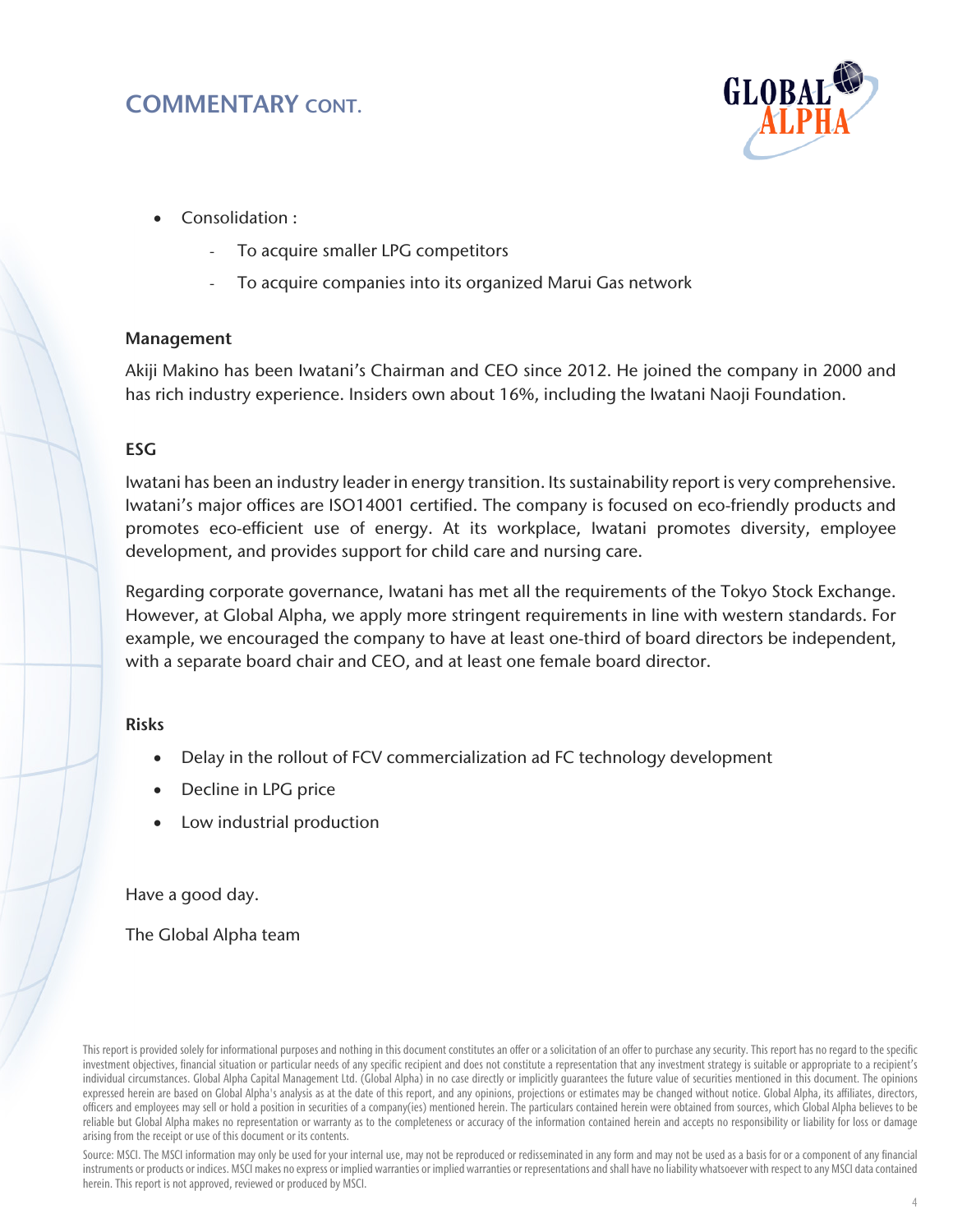## COMMENTARY CONT.

- Consolidation :
  - To acquire smaller LPG competitors
  - To acquire companies into its organized Marui Gas network

### Management

Akiji Makino has been Iwatani's Chairman and CEO since 2012. He joined the company in 2000 and has rich industry experience. Insiders own about 16%, including the Iwatani Naoji Foundation.

### ESG

Iwatani has been an industry leader in energy transition. Its sustainability report is very comprehensive. Iwatani's major offices are ISO14001 certified. The company is focused on eco-friendly products and promotes eco-efficient use of energy. At its workplace, Iwatani promotes diversity, employee development, and provides support for child care and nursing care.

Regarding corporate governance, Iwatani has met all the requirements of the Tokyo Stock Exchange. However, at Global Alpha, we apply more stringent requirements in line with western standards. For example, we encouraged the company to have at least one-third of board directors be independent, with a separate board chair and CEO, and at least one female board director.

### Risks

- Delay in the rollout of FCV commercialization ad FC technology development
- Decline in LPG price
- Low industrial production

Have a good day.

The Global Alpha team

This report is provided solely for informational purposes and nothing in this document constitutes an offer or a solicitation of an offer to purchase any security. This report has no regard to the specific investment objectives, financial situation or particular needs of any specific recipient and does not constitute a representation that any investment strategy is suitable or appropriate to a recipient's individual circumstances. Global Alpha Capital Management Ltd. (Global Alpha) in no case directly or implicitly guarantees the future value of securities mentioned in this document. The opinions expressed herein are based on Global Alpha's analysis as at the date of this report, and any opinions, projections or estimates may be changed without notice. Global Alpha, its affiliates, directors, officers and employees may sell or hold a position in securities of a company(ies) mentioned herein. The particulars contained herein were obtained from sources, which Global Alpha believes to be reliable but Global Alpha makes no representation or warranty as to the completeness or accuracy of the information contained herein and accepts no responsibility or liability for loss or damage arising from the receipt or use of this document or its contents.

Source: MSCI. The MSCI information may only be used for your internal use, may not be reproduced or redisseminated in any form and may not be used as a basis for or a component of any financial instruments or products or indices. MSCI makes no express or implied warranties or implied warranties or representations and shall have no liability whatsoever with respect to any MSCI data contained herein. This report is not approved, reviewed or produced by MSCI.